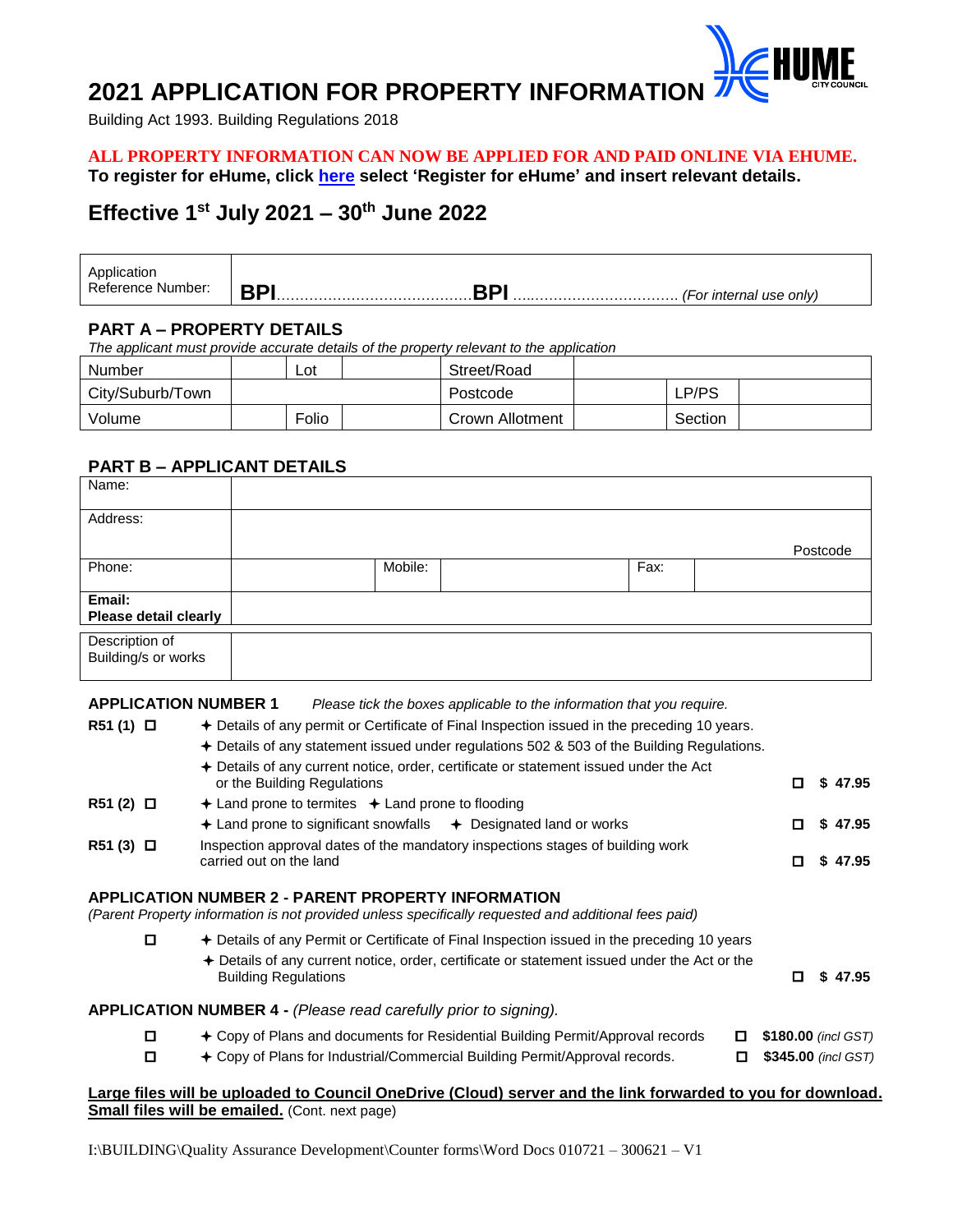# 2021 APPLICATION FOR PROPERTY INFORMATION

Building Act 1993. Building Regulations 2018

**ALL PROPERTY INFORMATION CAN NOW BE APPLIED FOR AND PAID ONLINE VIA EHUME.**
**To register for eHume, click here select 'Register for eHume' and insert relevant details.**

## Effective 1st July 2021 – 30th June 2022

| | |
|---|---|
| Application Reference Number: | **BPI**.......................................... **BPI** .................................... *(For internal use only)* |

### PART A – PROPERTY DETAILS

*The applicant must provide accurate details of the property relevant to the application*

| | | | | | | | |
|---|---|---|---|---|---|---|---|
| Number | | Lot | | Street/Road | | | |
| City/Suburb/Town | | | | Postcode | | LP/PS | |
| Volume | | Folio | | Crown Allotment | | Section | |

### PART B – APPLICANT DETAILS

| | | | | | |
|---|---|---|---|---|---|
| Name: | | | | | |
| Address: | Postcode | | | | |
| Phone: | | Mobile: | | Fax: | |
| **Email: Please detail clearly** | | | | | |
| Description of Building/s or works | | | | | |

**APPLICATION NUMBER 1** *Please tick the boxes applicable to the information that you require.*

**R51 (1)** ☐
- ✦ Details of any permit or Certificate of Final Inspection issued in the preceding 10 years.
- ✦ Details of any statement issued under regulations 502 & 503 of the Building Regulations.
- ✦ Details of any current notice, order, certificate or statement issued under the Act or the Building Regulations ☐ **$ 47.95**

**R51 (2)** ☐
- ✦ Land prone to termites ✦ Land prone to flooding
- ✦ Land prone to significant snowfalls ✦ Designated land or works ☐ **$ 47.95**

**R51 (3)** ☐ Inspection approval dates of the mandatory inspections stages of building work carried out on the land ☐ **$ 47.95**

**APPLICATION NUMBER 2 - PARENT PROPERTY INFORMATION**

*(Parent Property information is not provided unless specifically requested and additional fees paid)*

☐
- ✦ Details of any Permit or Certificate of Final Inspection issued in the preceding 10 years
- ✦ Details of any current notice, order, certificate or statement issued under the Act or the Building Regulations ☐ **$ 47.95**

**APPLICATION NUMBER 4 -** *(Please read carefully prior to signing).*

☐ ✦ Copy of Plans and documents for Residential Building Permit/Approval records ☐ **$180.00** *(incl GST)*

☐ ✦ Copy of Plans for Industrial/Commercial Building Permit/Approval records. ☐ **$345.00** *(incl GST)*

**Large files will be uploaded to Council OneDrive (Cloud) server and the link forwarded to you for download. Small files will be emailed.** (Cont. next page)

I:\BUILDING\Quality Assurance Development\Counter forms\Word Docs 010721 – 300621 – V1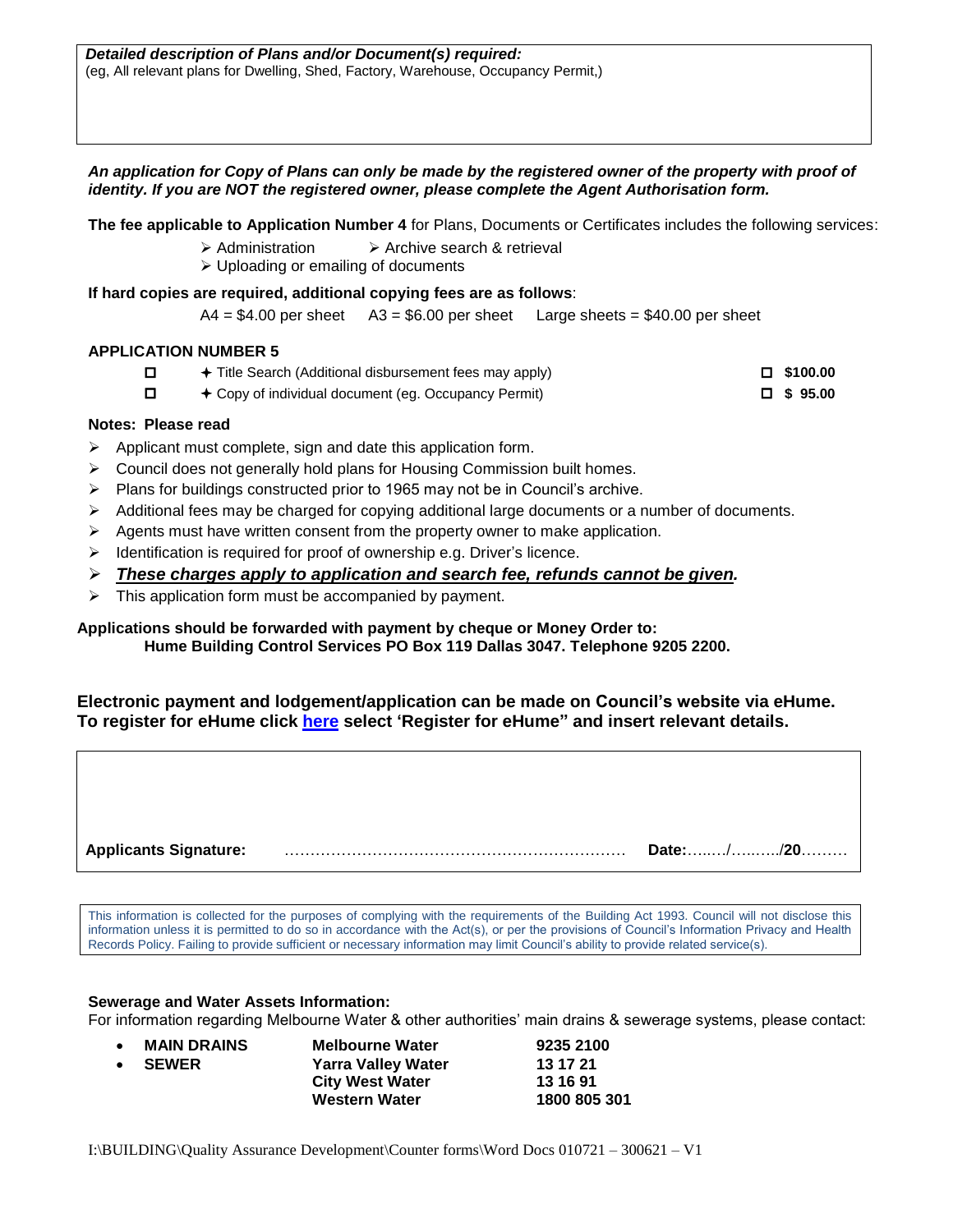***Detailed description of Plans and/or Document(s) required:***
(eg, All relevant plans for Dwelling, Shed, Factory, Warehouse, Occupancy Permit,)

***An application for Copy of Plans can only be made by the registered owner of the property with proof of identity. If you are NOT the registered owner, please complete the Agent Authorisation form.***

**The fee applicable to Application Number 4** for Plans, Documents or Certificates includes the following services:

- Administration
- Archive search & retrieval
- Uploading or emailing of documents

**If hard copies are required, additional copying fees are as follows**:

A4 = $4.00 per sheet  A3 = $6.00 per sheet  Large sheets = $40.00 per sheet

**APPLICATION NUMBER 5**

| | | | |
|---|---|---|---|
| ☐ | ✦ Title Search (Additional disbursement fees may apply) | ☐ | **$100.00** |
| ☐ | ✦ Copy of individual document (eg. Occupancy Permit) | ☐ | **$ 95.00** |

**Notes: Please read**

- Applicant must complete, sign and date this application form.
- Council does not generally hold plans for Housing Commission built homes.
- Plans for buildings constructed prior to 1965 may not be in Council's archive.
- Additional fees may be charged for copying additional large documents or a number of documents.
- Agents must have written consent from the property owner to make application.
- Identification is required for proof of ownership e.g. Driver's licence.
- ***<u>These charges apply to application and search fee, refunds cannot be given</u>.***
- This application form must be accompanied by payment.

**Applications should be forwarded with payment by cheque or Money Order to:**
**Hume Building Control Services PO Box 119 Dallas 3047. Telephone 9205 2200.**

**Electronic payment and lodgement/application can be made on Council's website via eHume.**
**To register for eHume click [here](#) select 'Register for eHume" and insert relevant details.**

**Applicants Signature:** ………………………………………………………… **Date:**……/……../**20**………

This information is collected for the purposes of complying with the requirements of the Building Act 1993. Council will not disclose this information unless it is permitted to do so in accordance with the Act(s), or per the provisions of Council's Information Privacy and Health Records Policy. Failing to provide sufficient or necessary information may limit Council's ability to provide related service(s).

**Sewerage and Water Assets Information:**
For information regarding Melbourne Water & other authorities' main drains & sewerage systems, please contact:

| | | |
|---|---|---|
| • **MAIN DRAINS** | **Melbourne Water** | **9235 2100** |
| • **SEWER** | **Yarra Valley Water** | **13 17 21** |
| | **City West Water** | **13 16 91** |
| | **Western Water** | **1800 805 301** |

I:\BUILDING\Quality Assurance Development\Counter forms\Word Docs 010721 – 300621 – V1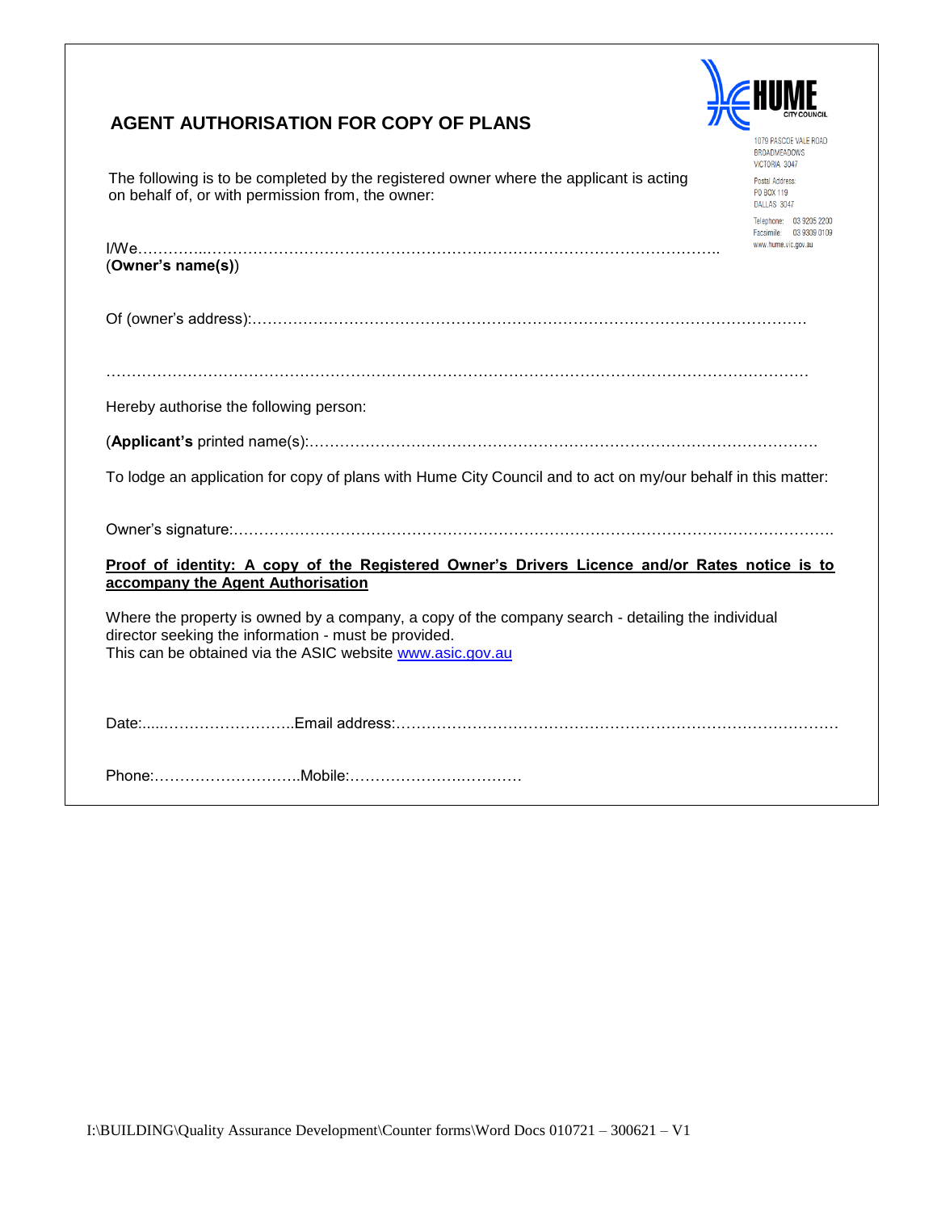## AGENT AUTHORISATION FOR COPY OF PLANS

HUME CITY COUNCIL

1079 PASCOE VALE ROAD
BROADMEADOWS
VICTORIA 3047

Postal Address:
PO BOX 119
DALLAS 3047

Telephone: 03 9205 2200
Facsimile: 03 9309 0109
www.hume.vic.gov.au

The following is to be completed by the registered owner where the applicant is acting on behalf of, or with permission from, the owner:

I/We…………………………………………………………………………………………………………..
(**Owner's name(s)**)

Of (owner's address):…………………………………………………………………………………………

……………………………………………………………………………………………………………………

Hereby authorise the following person:

(**Applicant's** printed name(s):……………………………………………………………………………………….

To lodge an application for copy of plans with Hume City Council and to act on my/our behalf in this matter:

Owner's signature:………………………………………………………………………………………………….

**Proof of identity: A copy of the Registered Owner's Drivers Licence and/or Rates notice is to accompany the Agent Authorisation**

Where the property is owned by a company, a copy of the company search - detailing the individual director seeking the information - must be provided.
This can be obtained via the ASIC website www.asic.gov.au

Date:.....……………………..Email address:……………………………………………………………………………

Phone:……………………….Mobile:…………………………….

I:\BUILDING\Quality Assurance Development\Counter forms\Word Docs 010721 – 300621 – V1